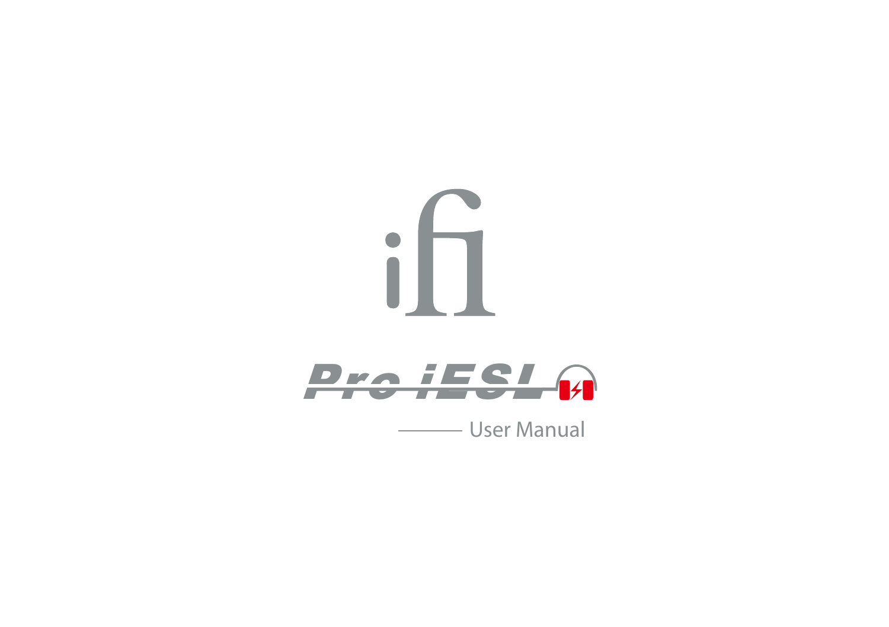ifi

# Pro iESL

User Manual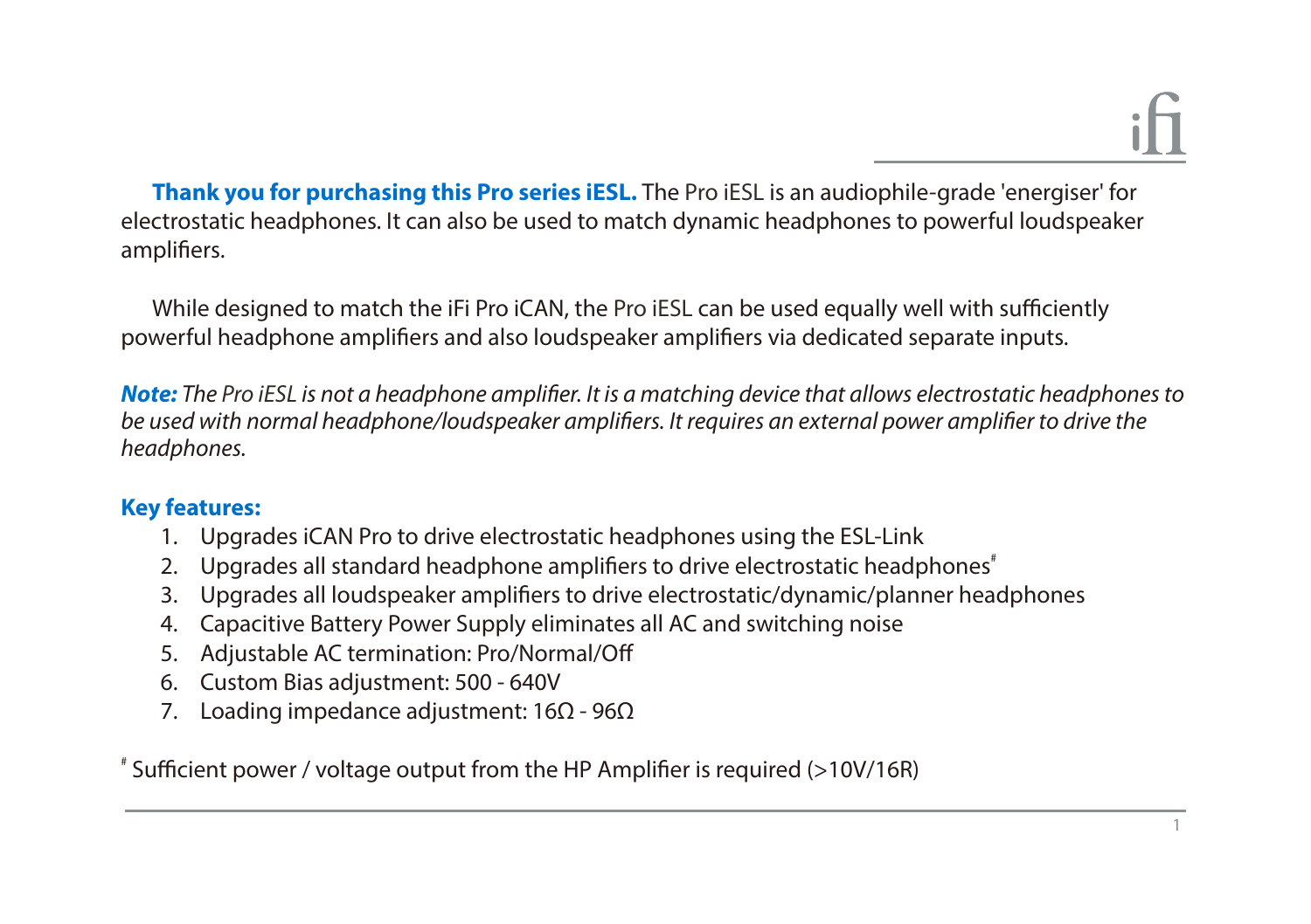**Thank you for purchasing this Pro series iESL.** The Pro iESL is an audiophile-grade 'energiser' for electrostatic headphones. It can also be used to match dynamic headphones to powerful loudspeaker amplifiers.

While designed to match the iFi Pro iCAN, the Pro iESL can be used equally well with sufficiently powerful headphone amplifiers and also loudspeaker amplifiers via dedicated separate inputs.

***Note:*** *The Pro iESL is not a headphone amplifier. It is a matching device that allows electrostatic headphones to be used with normal headphone/loudspeaker amplifiers. It requires an external power amplifier to drive the headphones.*

**Key features:**

1. Upgrades iCAN Pro to drive electrostatic headphones using the ESL-Link
2. Upgrades all standard headphone amplifiers to drive electrostatic headphones[#]
3. Upgrades all loudspeaker amplifiers to drive electrostatic/dynamic/planner headphones
4. Capacitive Battery Power Supply eliminates all AC and switching noise
5. Adjustable AC termination: Pro/Normal/Off
6. Custom Bias adjustment: 500 - 640V
7. Loading impedance adjustment: 16Ω - 96Ω

[#] Sufficient power / voltage output from the HP Amplifier is required (>10V/16R)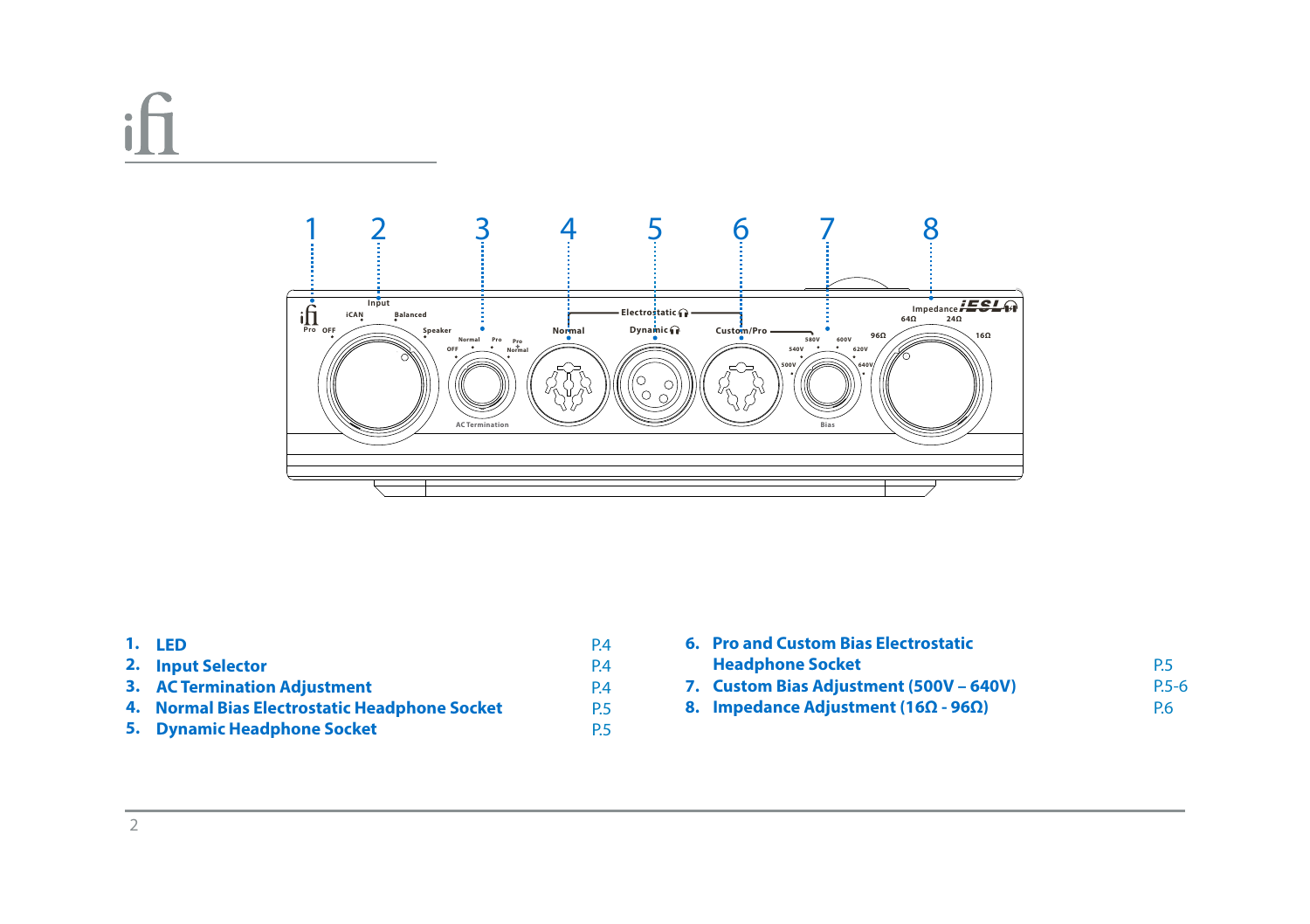1. **LED** P.4
2. **Input Selector** P.4
3. **AC Termination Adjustment** P.4
4. **Normal Bias Electrostatic Headphone Socket** P.5
5. **Dynamic Headphone Socket** P.5
6. **Pro and Custom Bias Electrostatic Headphone Socket** P.5
7. **Custom Bias Adjustment (500V – 640V)** P.5-6
8. **Impedance Adjustment (16Ω - 96Ω)** P.6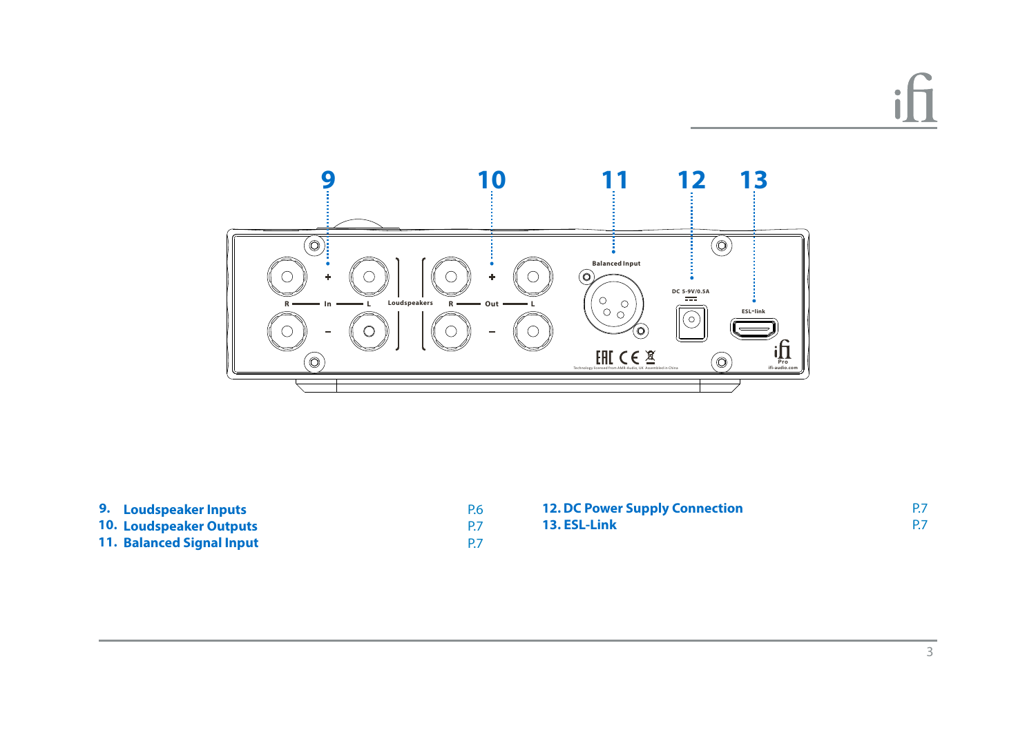| | | |
|---|---|---|
| **9. Loudspeaker Inputs** | P.6 | |
| **10. Loudspeaker Outputs** | P.7 | |
| **11. Balanced Signal Input** | P.7 | |
| **12. DC Power Supply Connection** | P.7 | |
| **13. ESL-Link** | P.7 | |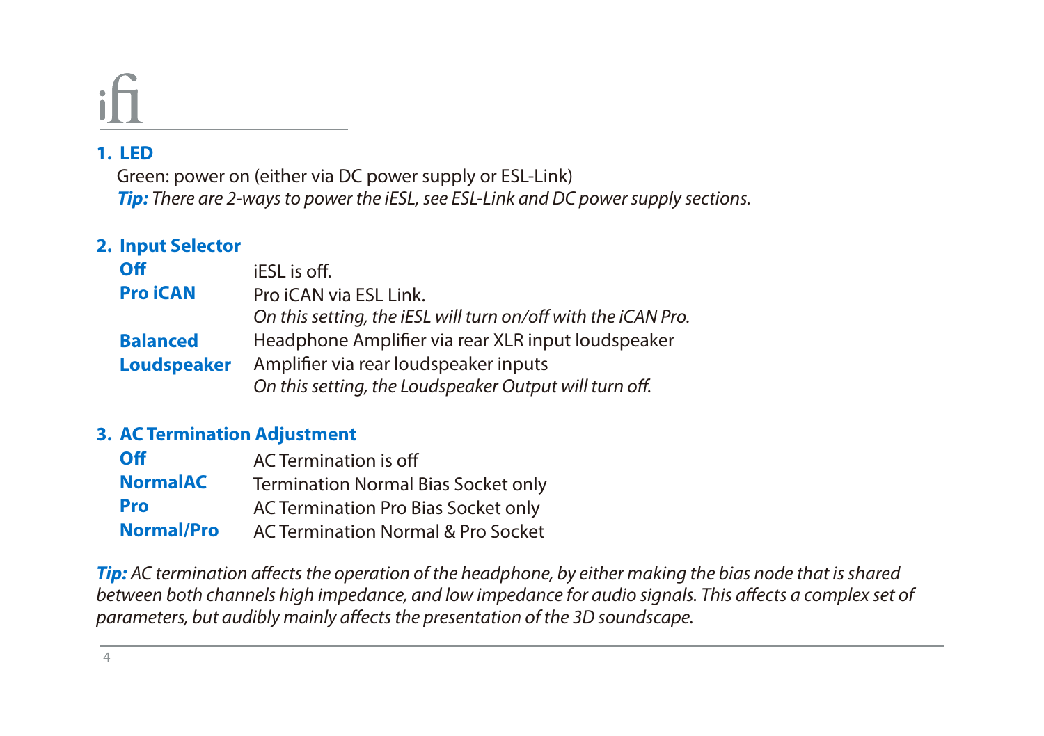**1. LED**

Green: power on (either via DC power supply or ESL-Link)

***Tip:*** *There are 2-ways to power the iESL, see ESL-Link and DC power supply sections.*

**2. Input Selector**

| | |
|---|---|
| **Off** | iESL is off. |
| **Pro iCAN** | Pro iCAN via ESL Link. *On this setting, the iESL will turn on/off with the iCAN Pro.* |
| **Balanced** | Headphone Amplifier via rear XLR input loudspeaker |
| **Loudspeaker** | Amplifier via rear loudspeaker inputs *On this setting, the Loudspeaker Output will turn off.* |

**3. AC Termination Adjustment**

| | |
|---|---|
| **Off** | AC Termination is off |
| **NormalAC** | Termination Normal Bias Socket only |
| **Pro** | AC Termination Pro Bias Socket only |
| **Normal/Pro** | AC Termination Normal & Pro Socket |

***Tip:*** *AC termination affects the operation of the headphone, by either making the bias node that is shared between both channels high impedance, and low impedance for audio signals. This affects a complex set of parameters, but audibly mainly affects the presentation of the 3D soundscape.*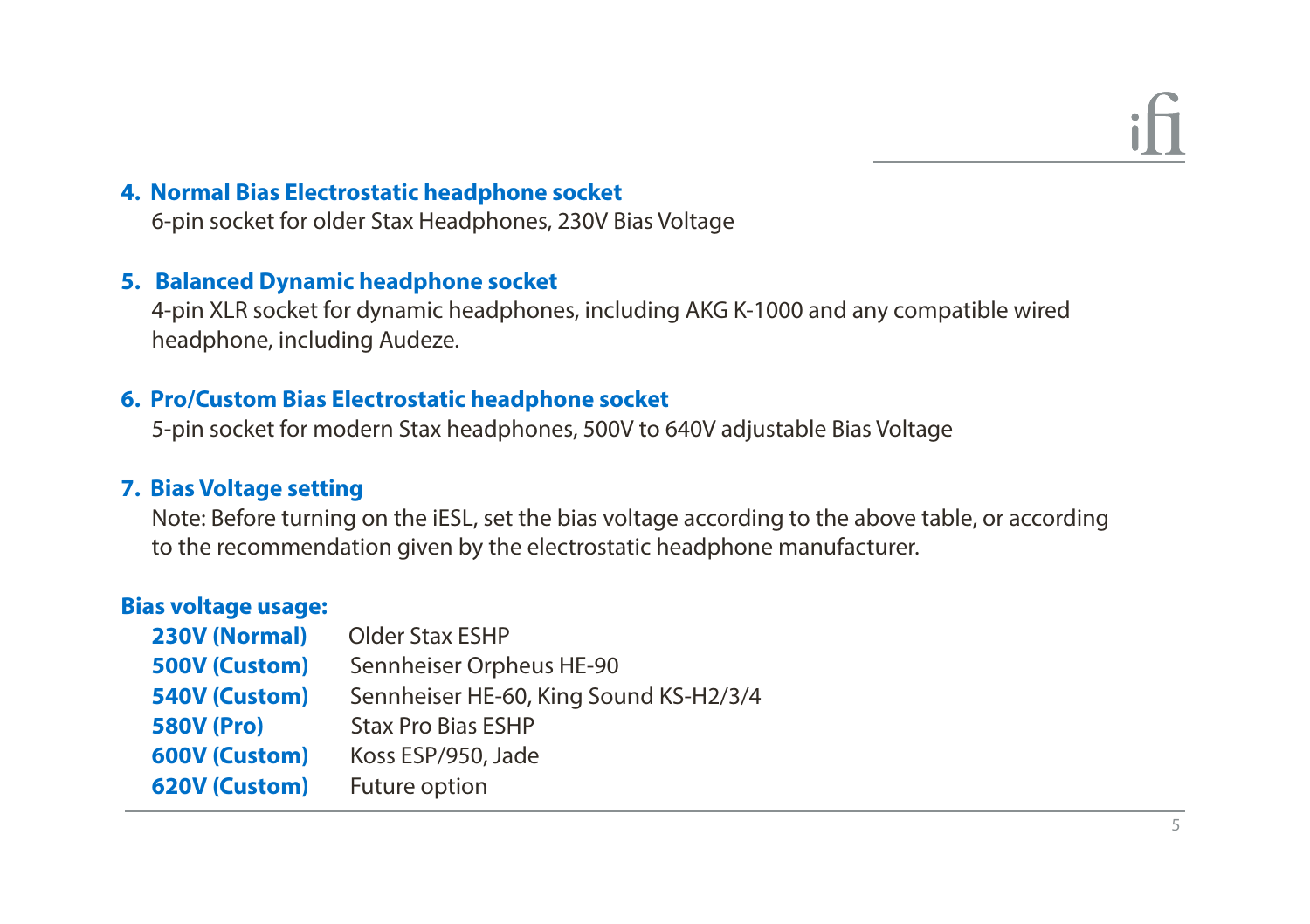**4. Normal Bias Electrostatic headphone socket**

6-pin socket for older Stax Headphones, 230V Bias Voltage

**5. Balanced Dynamic headphone socket**

4-pin XLR socket for dynamic headphones, including AKG K-1000 and any compatible wired headphone, including Audeze.

**6. Pro/Custom Bias Electrostatic headphone socket**

5-pin socket for modern Stax headphones, 500V to 640V adjustable Bias Voltage

**7. Bias Voltage setting**

Note: Before turning on the iESL, set the bias voltage according to the above table, or according to the recommendation given by the electrostatic headphone manufacturer.

**Bias voltage usage:**

| | |
|---|---|
| **230V (Normal)** | Older Stax ESHP |
| **500V (Custom)** | Sennheiser Orpheus HE-90 |
| **540V (Custom)** | Sennheiser HE-60, King Sound KS-H2/3/4 |
| **580V (Pro)** | Stax Pro Bias ESHP |
| **600V (Custom)** | Koss ESP/950, Jade |
| **620V (Custom)** | Future option |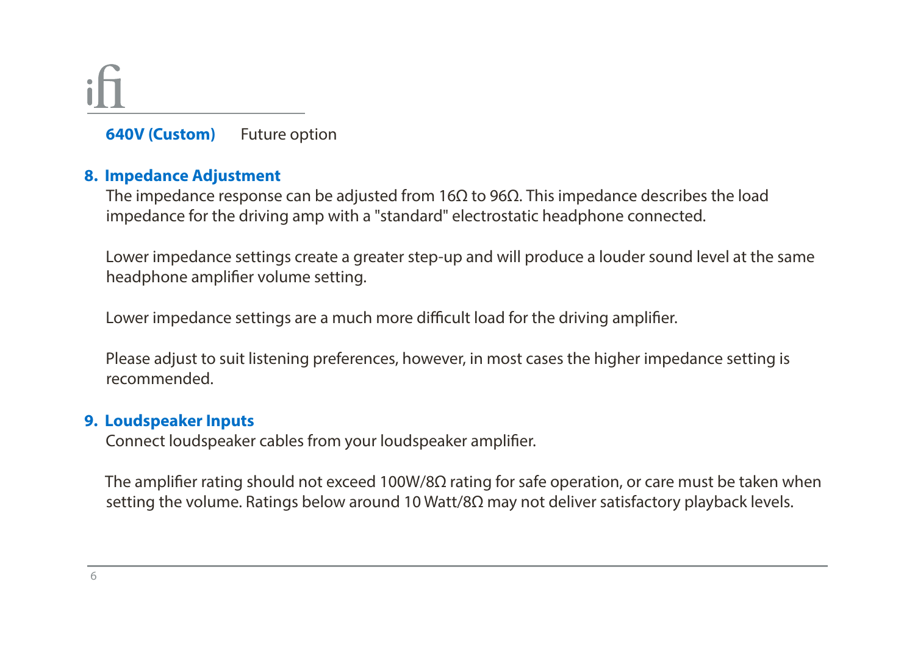**640V (Custom)** Future option

## 8. Impedance Adjustment

The impedance response can be adjusted from 16Ω to 96Ω. This impedance describes the load impedance for the driving amp with a "standard" electrostatic headphone connected.

Lower impedance settings create a greater step-up and will produce a louder sound level at the same headphone amplifier volume setting.

Lower impedance settings are a much more difficult load for the driving amplifier.

Please adjust to suit listening preferences, however, in most cases the higher impedance setting is recommended.

## 9. Loudspeaker Inputs

Connect loudspeaker cables from your loudspeaker amplifier.

The amplifier rating should not exceed 100W/8Ω rating for safe operation, or care must be taken when setting the volume. Ratings below around 10 Watt/8Ω may not deliver satisfactory playback levels.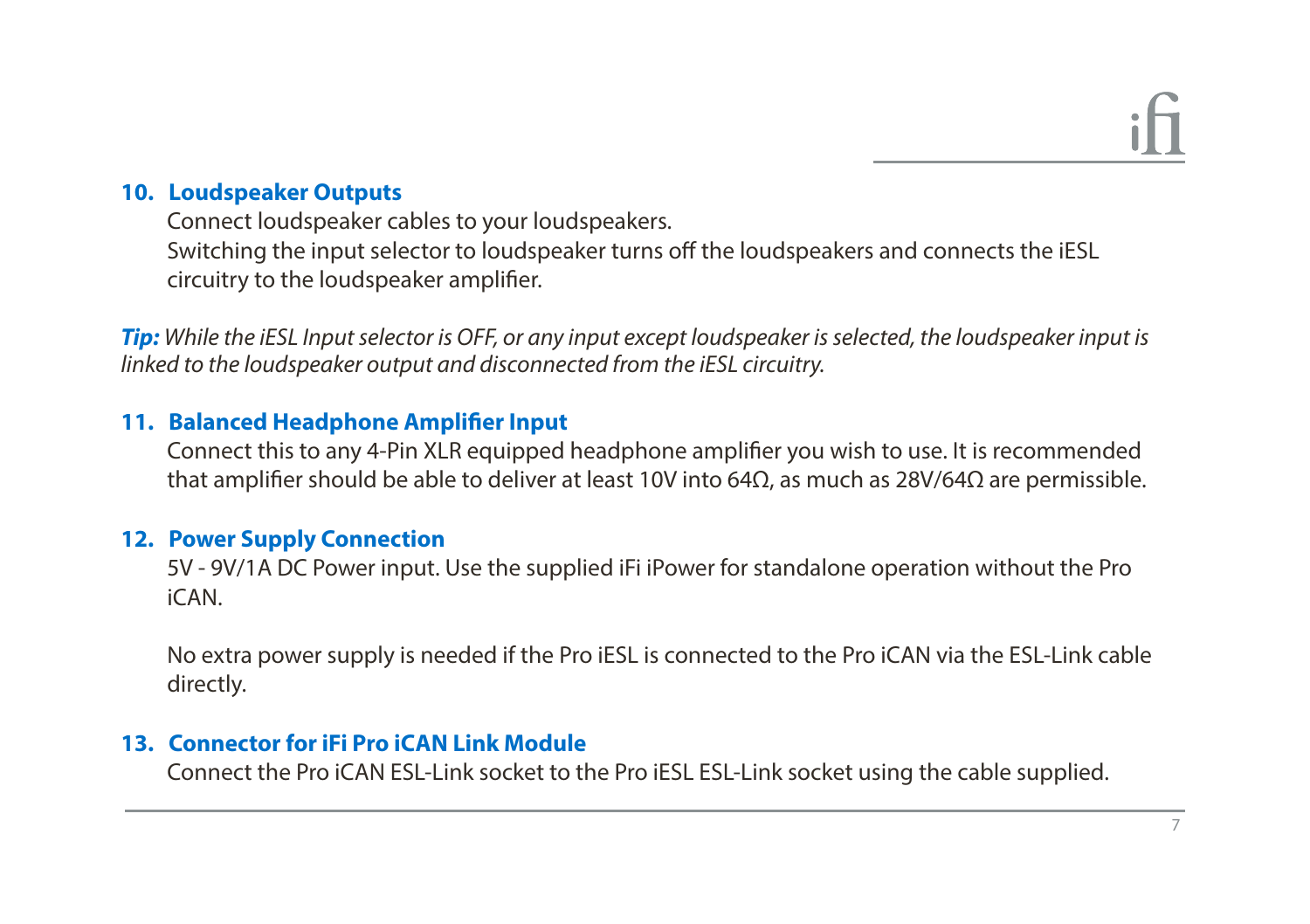### 10. Loudspeaker Outputs

Connect loudspeaker cables to your loudspeakers.
Switching the input selector to loudspeaker turns off the loudspeakers and connects the iESL circuitry to the loudspeaker amplifier.

***Tip:*** *While the iESL Input selector is OFF, or any input except loudspeaker is selected, the loudspeaker input is linked to the loudspeaker output and disconnected from the iESL circuitry.*

### 11. Balanced Headphone Amplifier Input

Connect this to any 4-Pin XLR equipped headphone amplifier you wish to use. It is recommended that amplifier should be able to deliver at least 10V into 64Ω, as much as 28V/64Ω are permissible.

### 12. Power Supply Connection

5V - 9V/1A DC Power input. Use the supplied iFi iPower for standalone operation without the Pro iCAN.

No extra power supply is needed if the Pro iESL is connected to the Pro iCAN via the ESL-Link cable directly.

### 13. Connector for iFi Pro iCAN Link Module

Connect the Pro iCAN ESL-Link socket to the Pro iESL ESL-Link socket using the cable supplied.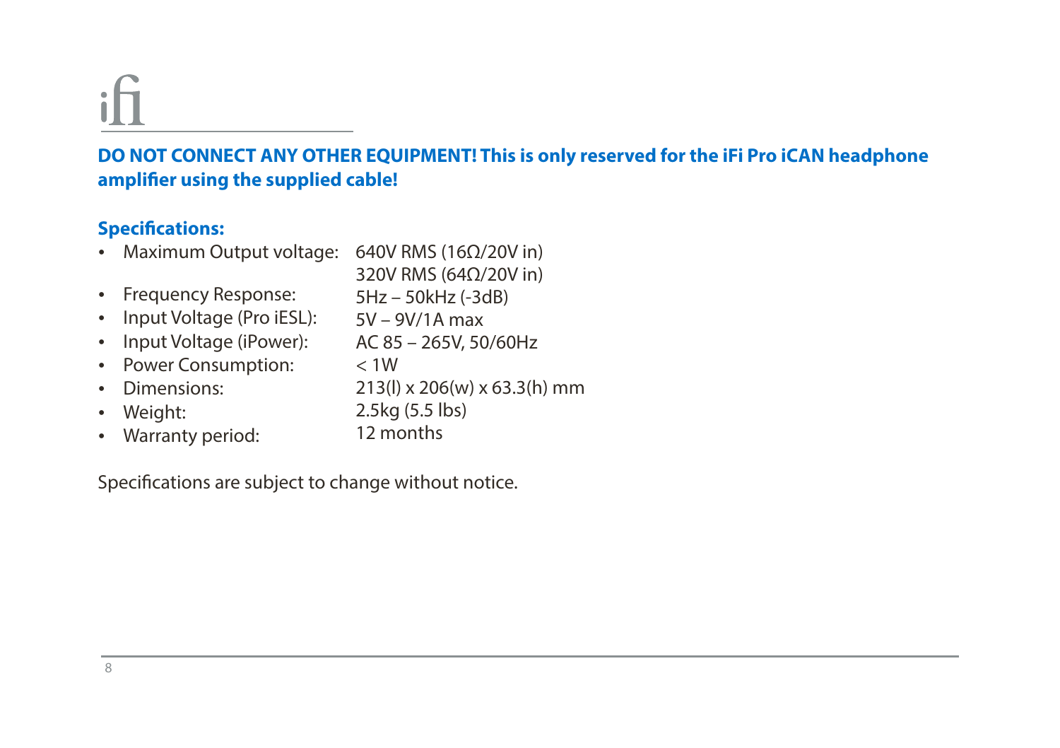**DO NOT CONNECT ANY OTHER EQUIPMENT! This is only reserved for the iFi Pro iCAN headphone amplifier using the supplied cable!**

**Specifications:**

- Maximum Output voltage: 640V RMS (16Ω/20V in)
  320V RMS (64Ω/20V in)
- Frequency Response: 5Hz – 50kHz (-3dB)
- Input Voltage (Pro iESL): 5V – 9V/1A max
- Input Voltage (iPower): AC 85 – 265V, 50/60Hz
- Power Consumption: < 1W
- Dimensions: 213(l) x 206(w) x 63.3(h) mm
- Weight: 2.5kg (5.5 lbs)
- Warranty period: 12 months

Specifications are subject to change without notice.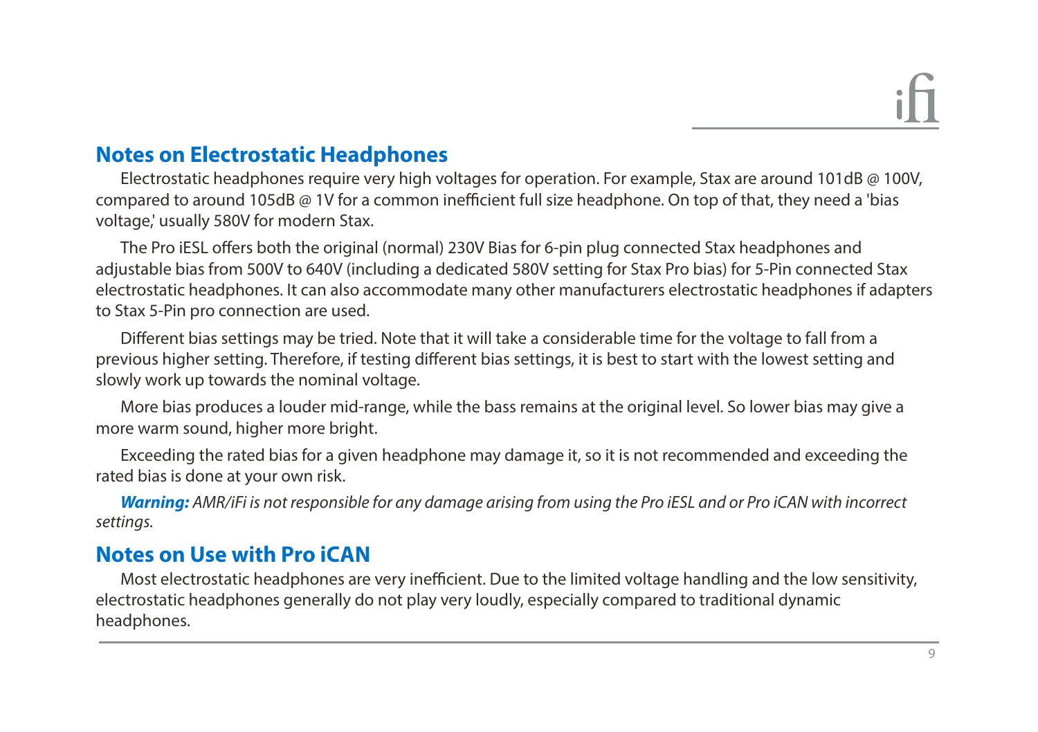## Notes on Electrostatic Headphones

Electrostatic headphones require very high voltages for operation. For example, Stax are around 101dB @ 100V, compared to around 105dB @ 1V for a common inefficient full size headphone. On top of that, they need a 'bias voltage,' usually 580V for modern Stax.

The Pro iESL offers both the original (normal) 230V Bias for 6-pin plug connected Stax headphones and adjustable bias from 500V to 640V (including a dedicated 580V setting for Stax Pro bias) for 5-Pin connected Stax electrostatic headphones. It can also accommodate many other manufacturers electrostatic headphones if adapters to Stax 5-Pin pro connection are used.

Different bias settings may be tried. Note that it will take a considerable time for the voltage to fall from a previous higher setting. Therefore, if testing different bias settings, it is best to start with the lowest setting and slowly work up towards the nominal voltage.

More bias produces a louder mid-range, while the bass remains at the original level. So lower bias may give a more warm sound, higher more bright.

Exceeding the rated bias for a given headphone may damage it, so it is not recommended and exceeding the rated bias is done at your own risk.

***Warning:*** *AMR/iFi is not responsible for any damage arising from using the Pro iESL and or Pro iCAN with incorrect settings.*

## Notes on Use with Pro iCAN

Most electrostatic headphones are very inefficient. Due to the limited voltage handling and the low sensitivity, electrostatic headphones generally do not play very loudly, especially compared to traditional dynamic headphones.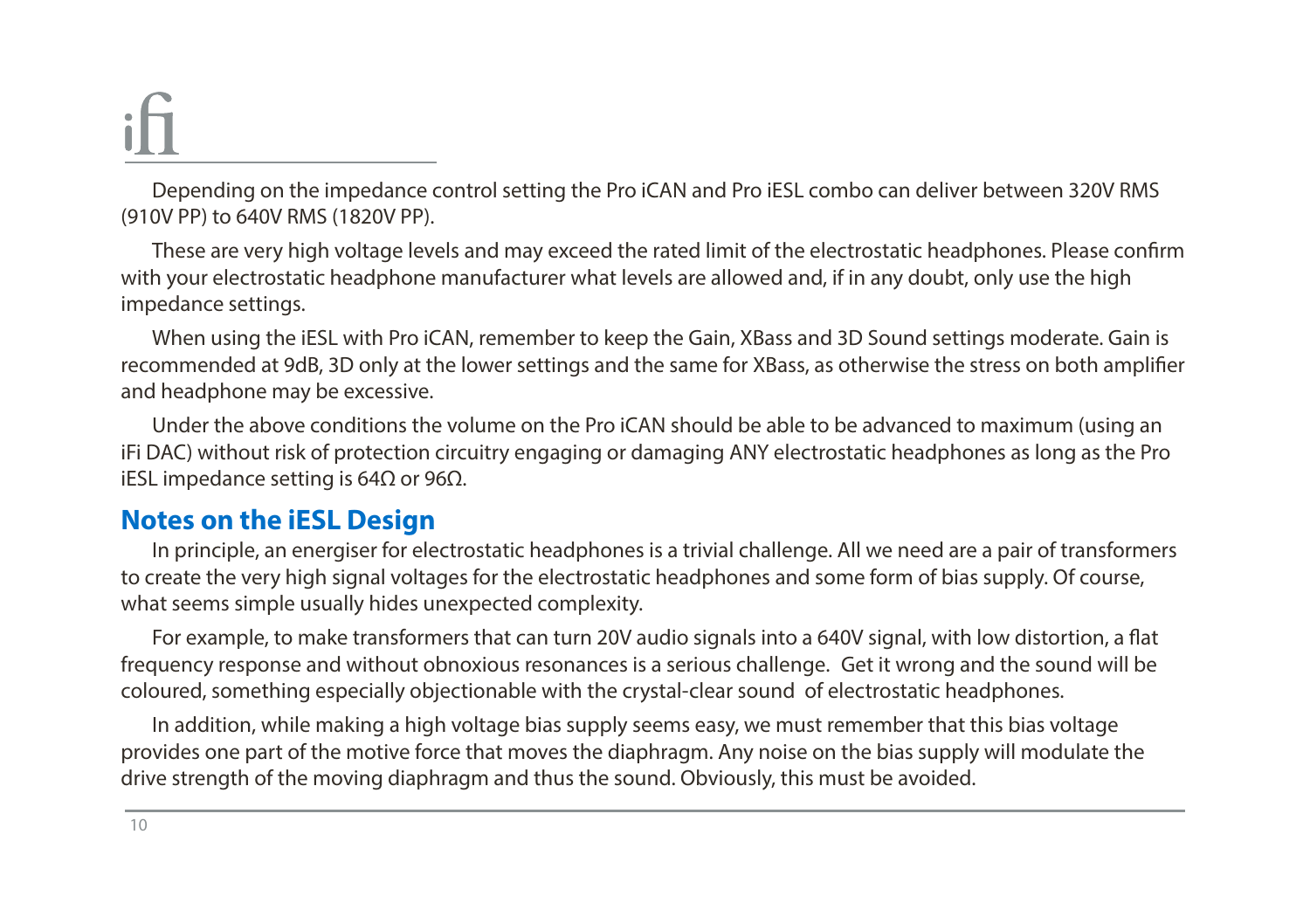Depending on the impedance control setting the Pro iCAN and Pro iESL combo can deliver between 320V RMS (910V PP) to 640V RMS (1820V PP).

These are very high voltage levels and may exceed the rated limit of the electrostatic headphones. Please confirm with your electrostatic headphone manufacturer what levels are allowed and, if in any doubt, only use the high impedance settings.

When using the iESL with Pro iCAN, remember to keep the Gain, XBass and 3D Sound settings moderate. Gain is recommended at 9dB, 3D only at the lower settings and the same for XBass, as otherwise the stress on both amplifier and headphone may be excessive.

Under the above conditions the volume on the Pro iCAN should be able to be advanced to maximum (using an iFi DAC) without risk of protection circuitry engaging or damaging ANY electrostatic headphones as long as the Pro iESL impedance setting is 64Ω or 96Ω.

## Notes on the iESL Design

In principle, an energiser for electrostatic headphones is a trivial challenge. All we need are a pair of transformers to create the very high signal voltages for the electrostatic headphones and some form of bias supply. Of course, what seems simple usually hides unexpected complexity.

For example, to make transformers that can turn 20V audio signals into a 640V signal, with low distortion, a flat frequency response and without obnoxious resonances is a serious challenge. Get it wrong and the sound will be coloured, something especially objectionable with the crystal-clear sound of electrostatic headphones.

In addition, while making a high voltage bias supply seems easy, we must remember that this bias voltage provides one part of the motive force that moves the diaphragm. Any noise on the bias supply will modulate the drive strength of the moving diaphragm and thus the sound. Obviously, this must be avoided.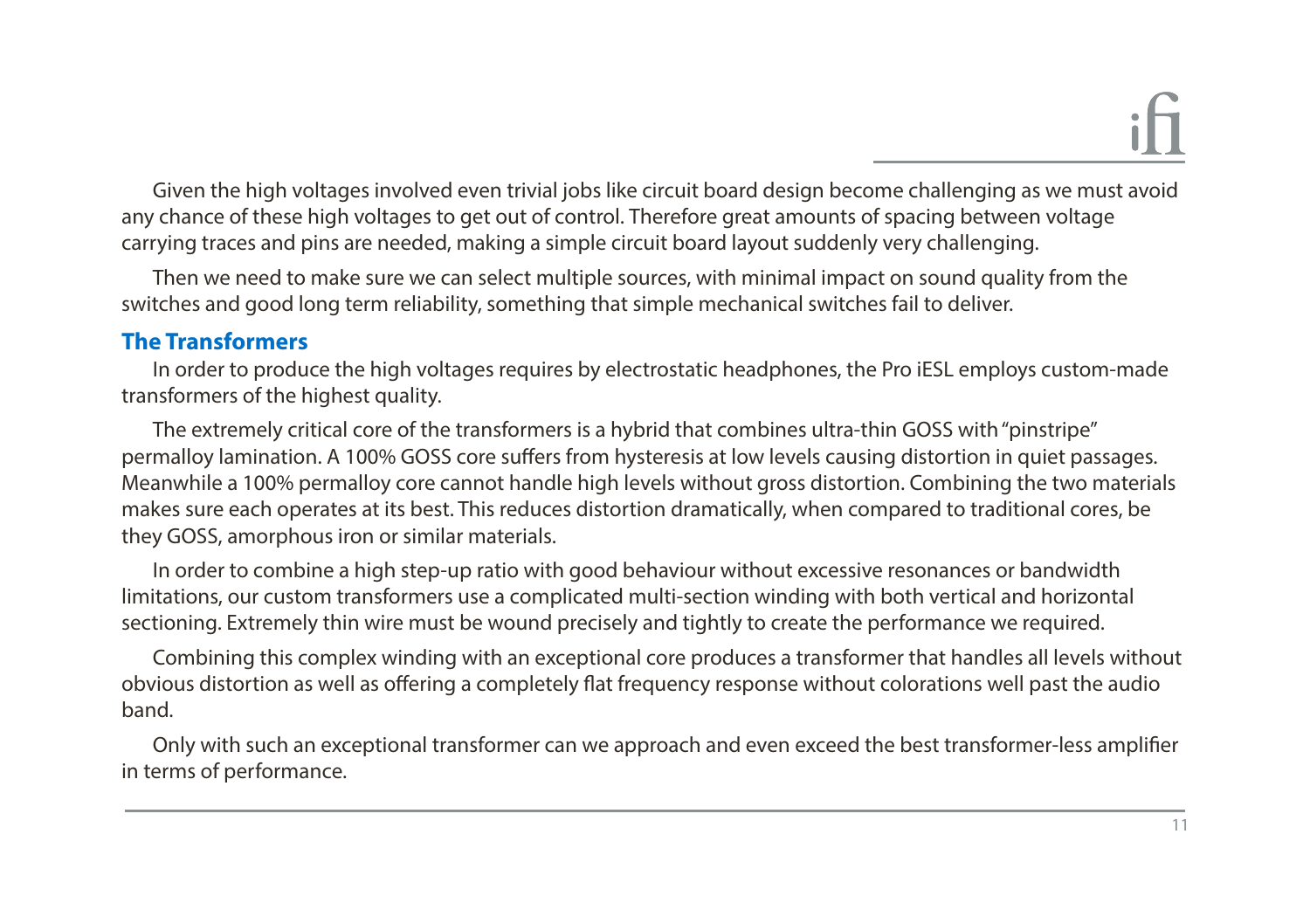Given the high voltages involved even trivial jobs like circuit board design become challenging as we must avoid any chance of these high voltages to get out of control. Therefore great amounts of spacing between voltage carrying traces and pins are needed, making a simple circuit board layout suddenly very challenging.

Then we need to make sure we can select multiple sources, with minimal impact on sound quality from the switches and good long term reliability, something that simple mechanical switches fail to deliver.

## The Transformers

In order to produce the high voltages requires by electrostatic headphones, the Pro iESL employs custom-made transformers of the highest quality.

The extremely critical core of the transformers is a hybrid that combines ultra-thin GOSS with "pinstripe" permalloy lamination. A 100% GOSS core suffers from hysteresis at low levels causing distortion in quiet passages. Meanwhile a 100% permalloy core cannot handle high levels without gross distortion. Combining the two materials makes sure each operates at its best. This reduces distortion dramatically, when compared to traditional cores, be they GOSS, amorphous iron or similar materials.

In order to combine a high step-up ratio with good behaviour without excessive resonances or bandwidth limitations, our custom transformers use a complicated multi-section winding with both vertical and horizontal sectioning. Extremely thin wire must be wound precisely and tightly to create the performance we required.

Combining this complex winding with an exceptional core produces a transformer that handles all levels without obvious distortion as well as offering a completely flat frequency response without colorations well past the audio band.

Only with such an exceptional transformer can we approach and even exceed the best transformer-less amplifier in terms of performance.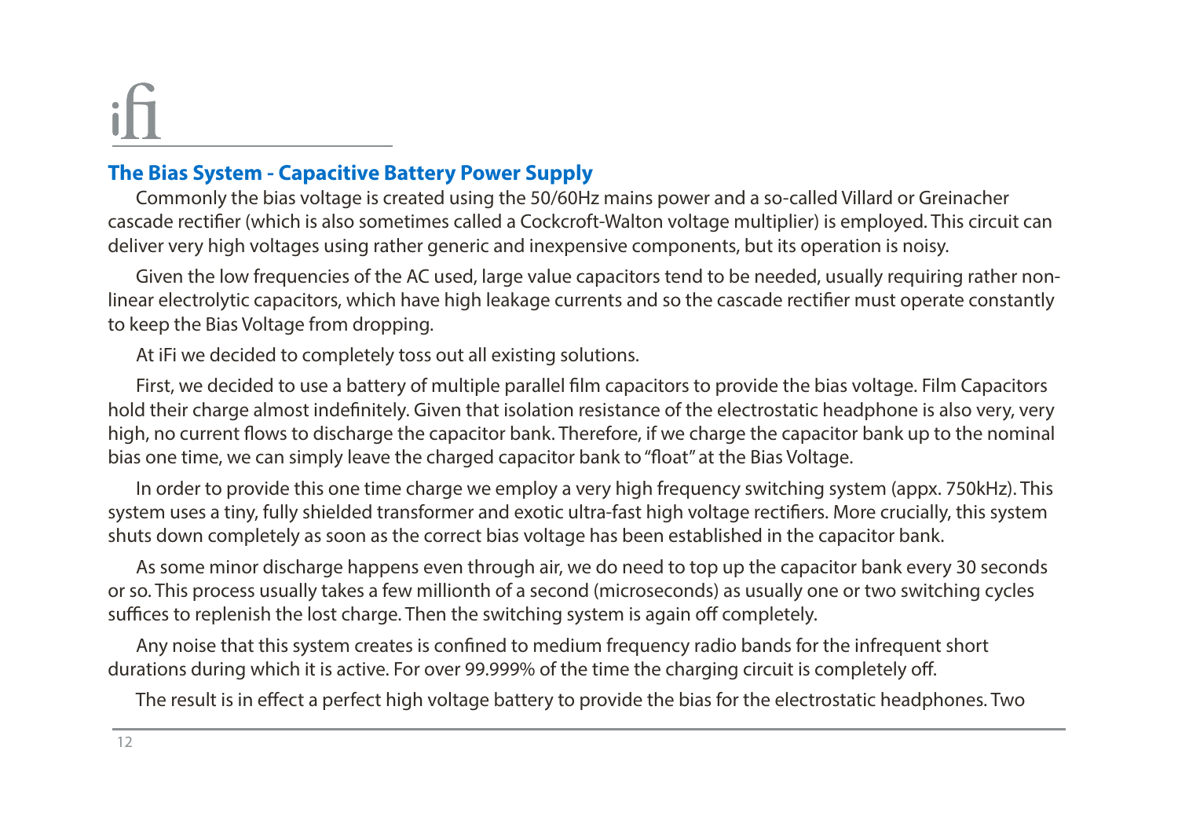## The Bias System - Capacitive Battery Power Supply

Commonly the bias voltage is created using the 50/60Hz mains power and a so-called Villard or Greinacher cascade rectifier (which is also sometimes called a Cockcroft-Walton voltage multiplier) is employed. This circuit can deliver very high voltages using rather generic and inexpensive components, but its operation is noisy.

Given the low frequencies of the AC used, large value capacitors tend to be needed, usually requiring rather non-linear electrolytic capacitors, which have high leakage currents and so the cascade rectifier must operate constantly to keep the Bias Voltage from dropping.

At iFi we decided to completely toss out all existing solutions.

First, we decided to use a battery of multiple parallel film capacitors to provide the bias voltage. Film Capacitors hold their charge almost indefinitely. Given that isolation resistance of the electrostatic headphone is also very, very high, no current flows to discharge the capacitor bank. Therefore, if we charge the capacitor bank up to the nominal bias one time, we can simply leave the charged capacitor bank to "float" at the Bias Voltage.

In order to provide this one time charge we employ a very high frequency switching system (appx. 750kHz). This system uses a tiny, fully shielded transformer and exotic ultra-fast high voltage rectifiers. More crucially, this system shuts down completely as soon as the correct bias voltage has been established in the capacitor bank.

As some minor discharge happens even through air, we do need to top up the capacitor bank every 30 seconds or so. This process usually takes a few millionth of a second (microseconds) as usually one or two switching cycles suffices to replenish the lost charge. Then the switching system is again off completely.

Any noise that this system creates is confined to medium frequency radio bands for the infrequent short durations during which it is active. For over 99.999% of the time the charging circuit is completely off.

The result is in effect a perfect high voltage battery to provide the bias for the electrostatic headphones. Two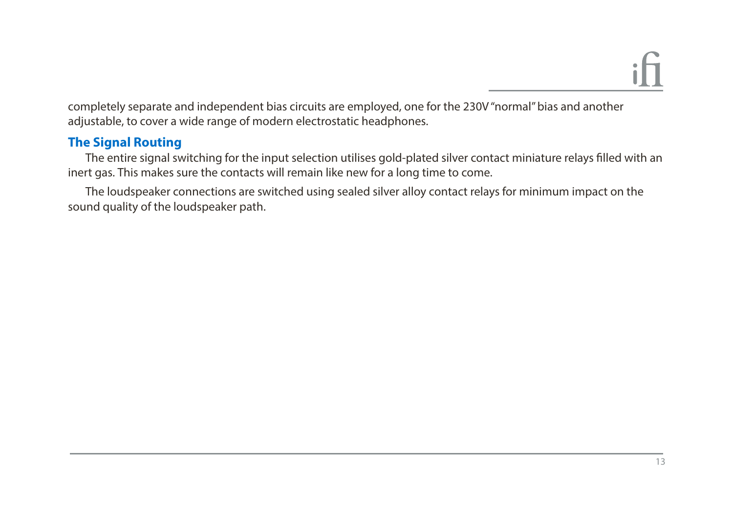completely separate and independent bias circuits are employed, one for the 230V "normal" bias and another adjustable, to cover a wide range of modern electrostatic headphones.

## The Signal Routing

The entire signal switching for the input selection utilises gold-plated silver contact miniature relays filled with an inert gas. This makes sure the contacts will remain like new for a long time to come.

The loudspeaker connections are switched using sealed silver alloy contact relays for minimum impact on the sound quality of the loudspeaker path.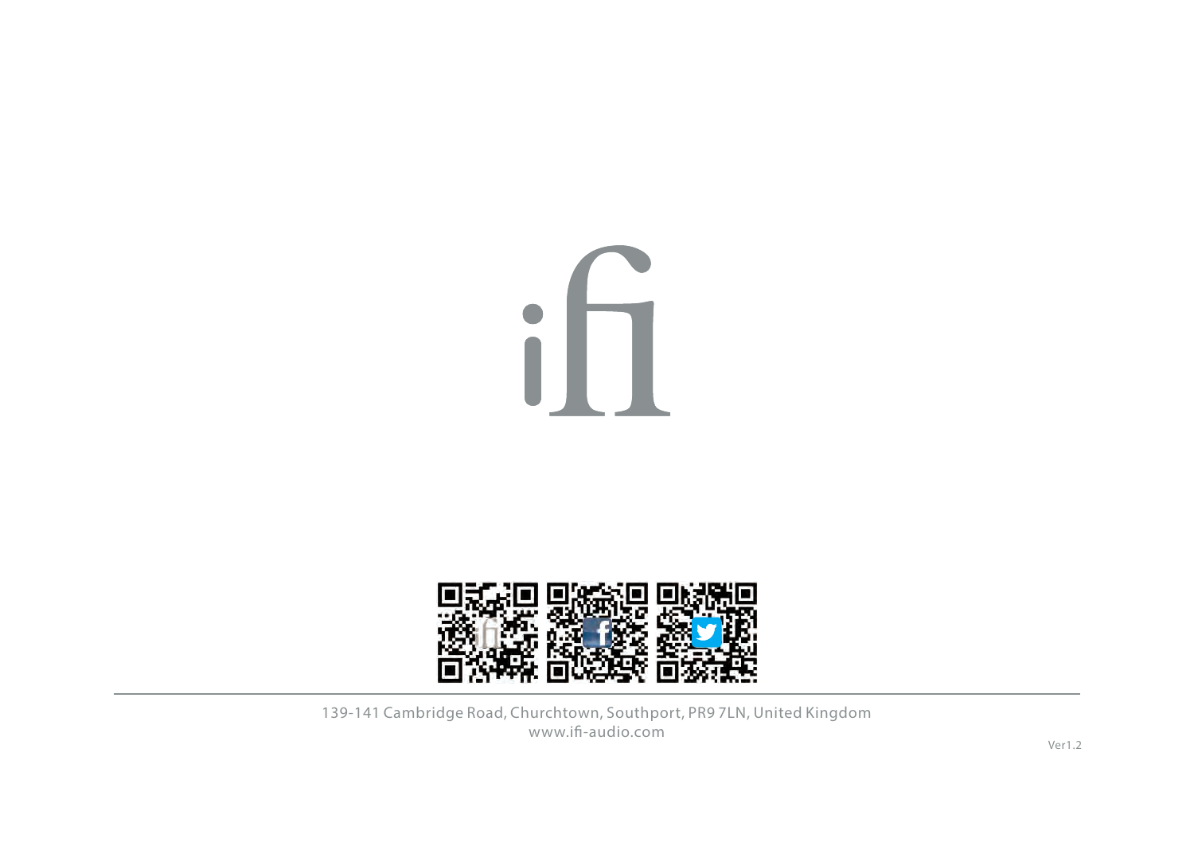139-141 Cambridge Road, Churchtown, Southport, PR9 7LN, United Kingdom
www.ifi-audio.com

Ver1.2